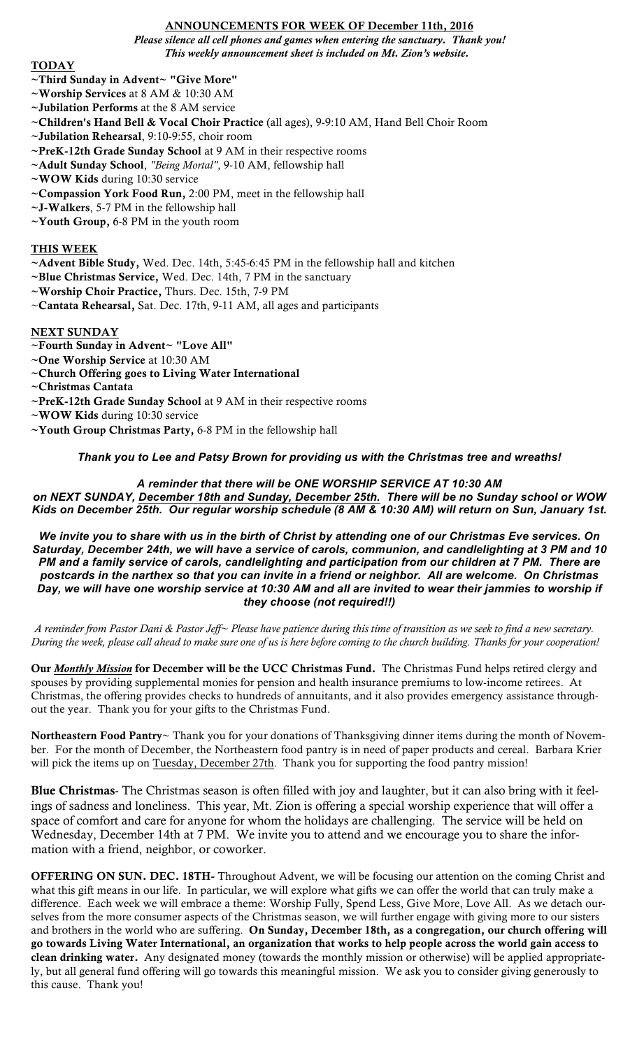# ANNOUNCEMENTS FOR WEEK OF December 11th, 2016

***Please silence all cell phones and games when entering the sanctuary. Thank you!***
***This weekly announcement sheet is included on Mt. Zion's website.***

## TODAY

- ~**Third Sunday in Advent~ "Give More"**
- ~**Worship Services** at 8 AM & 10:30 AM
- ~**Jubilation Performs** at the 8 AM service
- ~**Children's Hand Bell & Vocal Choir Practice** (all ages), 9-9:10 AM, Hand Bell Choir Room
- ~**Jubilation Rehearsal**, 9:10-9:55, choir room
- ~**PreK-12th Grade Sunday School** at 9 AM in their respective rooms
- ~**Adult Sunday School**, *"Being Mortal"*, 9-10 AM, fellowship hall
- ~**WOW Kids** during 10:30 service
- ~**Compassion York Food Run,** 2:00 PM, meet in the fellowship hall
- ~**J-Walkers**, 5-7 PM in the fellowship hall
- ~**Youth Group,** 6-8 PM in the youth room

## THIS WEEK

- ~**Advent Bible Study,** Wed. Dec. 14th, 5:45-6:45 PM in the fellowship hall and kitchen
- ~**Blue Christmas Service,** Wed. Dec. 14th, 7 PM in the sanctuary
- ~**Worship Choir Practice,** Thurs. Dec. 15th, 7-9 PM
- ~**Cantata Rehearsal,** Sat. Dec. 17th, 9-11 AM, all ages and participants

## NEXT SUNDAY

- ~**Fourth Sunday in Advent~ "Love All"**
- ~**One Worship Service** at 10:30 AM
- ~**Church Offering goes to Living Water International**
- ~**Christmas Cantata**
- ~**PreK-12th Grade Sunday School** at 9 AM in their respective rooms
- ~**WOW Kids** during 10:30 service
- ~**Youth Group Christmas Party,** 6-8 PM in the fellowship hall

***Thank you to Lee and Patsy Brown for providing us with the Christmas tree and wreaths!***

***A reminder that there will be ONE WORSHIP SERVICE AT 10:30 AM on NEXT SUNDAY, December 18th and Sunday, December 25th. There will be no Sunday school or WOW Kids on December 25th. Our regular worship schedule (8 AM & 10:30 AM) will return on Sun, January 1st.***

***We invite you to share with us in the birth of Christ by attending one of our Christmas Eve services. On Saturday, December 24th, we will have a service of carols, communion, and candlelighting at 3 PM and 10 PM and a family service of carols, candlelighting and participation from our children at 7 PM. There are postcards in the narthex so that you can invite in a friend or neighbor. All are welcome. On Christmas Day, we will have one worship service at 10:30 AM and all are invited to wear their jammies to worship if they choose (not required!!)***

*A reminder from Pastor Dani & Pastor Jeff~ Please have patience during this time of transition as we seek to find a new secretary. During the week, please call ahead to make sure one of us is here before coming to the church building. Thanks for your cooperation!*

**Our *Monthly Mission* for December will be the UCC Christmas Fund.** The Christmas Fund helps retired clergy and spouses by providing supplemental monies for pension and health insurance premiums to low-income retirees. At Christmas, the offering provides checks to hundreds of annuitants, and it also provides emergency assistance throughout the year. Thank you for your gifts to the Christmas Fund.

**Northeastern Food Pantry**~ Thank you for your donations of Thanksgiving dinner items during the month of November. For the month of December, the Northeastern food pantry is in need of paper products and cereal. Barbara Krier will pick the items up on Tuesday, December 27th. Thank you for supporting the food pantry mission!

**Blue Christmas**- The Christmas season is often filled with joy and laughter, but it can also bring with it feelings of sadness and loneliness. This year, Mt. Zion is offering a special worship experience that will offer a space of comfort and care for anyone for whom the holidays are challenging. The service will be held on Wednesday, December 14th at 7 PM. We invite you to attend and we encourage you to share the information with a friend, neighbor, or coworker.

**OFFERING ON SUN. DEC. 18TH-** Throughout Advent, we will be focusing our attention on the coming Christ and what this gift means in our life. In particular, we will explore what gifts we can offer the world that can truly make a difference. Each week we will embrace a theme: Worship Fully, Spend Less, Give More, Love All. As we detach ourselves from the more consumer aspects of the Christmas season, we will further engage with giving more to our sisters and brothers in the world who are suffering. **On Sunday, December 18th, as a congregation, our church offering will go towards Living Water International, an organization that works to help people across the world gain access to clean drinking water.** Any designated money (towards the monthly mission or otherwise) will be applied appropriately, but all general fund offering will go towards this meaningful mission. We ask you to consider giving generously to this cause. Thank you!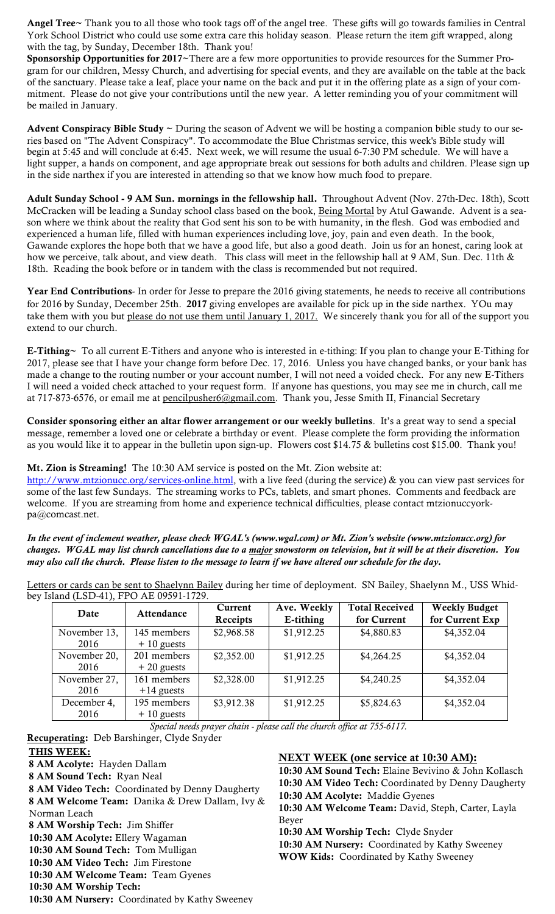**Angel Tree~** Thank you to all those who took tags off of the angel tree. These gifts will go towards families in Central York School District who could use some extra care this holiday season. Please return the item gift wrapped, along with the tag, by Sunday, December 18th. Thank you!

**Sponsorship Opportunities for 2017~**There are a few more opportunities to provide resources for the Summer Program for our children, Messy Church, and advertising for special events, and they are available on the table at the back of the sanctuary. Please take a leaf, place your name on the back and put it in the offering plate as a sign of your commitment. Please do not give your contributions until the new year. A letter reminding you of your commitment will be mailed in January.

**Advent Conspiracy Bible Study ~** During the season of Advent we will be hosting a companion bible study to our series based on "The Advent Conspiracy". To accommodate the Blue Christmas service, this week's Bible study will begin at 5:45 and will conclude at 6:45. Next week, we will resume the usual 6-7:30 PM schedule. We will have a light supper, a hands on component, and age appropriate break out sessions for both adults and children. Please sign up in the side narthex if you are interested in attending so that we know how much food to prepare.

**Adult Sunday School - 9 AM Sun. mornings in the fellowship hall.** Throughout Advent (Nov. 27th-Dec. 18th), Scott McCracken will be leading a Sunday school class based on the book, Being Mortal by Atul Gawande. Advent is a season where we think about the reality that God sent his son to be with humanity, in the flesh. God was embodied and experienced a human life, filled with human experiences including love, joy, pain and even death. In the book, Gawande explores the hope both that we have a good life, but also a good death. Join us for an honest, caring look at how we perceive, talk about, and view death. This class will meet in the fellowship hall at 9 AM, Sun. Dec. 11th & 18th. Reading the book before or in tandem with the class is recommended but not required.

**Year End Contributions**- In order for Jesse to prepare the 2016 giving statements, he needs to receive all contributions for 2016 by Sunday, December 25th. **2017** giving envelopes are available for pick up in the side narthex. YOu may take them with you but please do not use them until January 1, 2017. We sincerely thank you for all of the support you extend to our church.

**E-Tithing~** To all current E-Tithers and anyone who is interested in e-tithing: If you plan to change your E-Tithing for 2017, please see that I have your change form before Dec. 17, 2016. Unless you have changed banks, or your bank has made a change to the routing number or your account number, I will not need a voided check. For any new E-Tithers I will need a voided check attached to your request form. If anyone has questions, you may see me in church, call me at 717-873-6576, or email me at pencilpusher6@gmail.com. Thank you, Jesse Smith II, Financial Secretary

**Consider sponsoring either an altar flower arrangement or our weekly bulletins**. It's a great way to send a special message, remember a loved one or celebrate a birthday or event. Please complete the form providing the information as you would like it to appear in the bulletin upon sign-up. Flowers cost $14.75 & bulletins cost $15.00. Thank you!

**Mt. Zion is Streaming!** The 10:30 AM service is posted on the Mt. Zion website at: http://www.mtzionucc.org/services-online.html, with a live feed (during the service) & you can view past services for some of the last few Sundays. The streaming works to PCs, tablets, and smart phones. Comments and feedback are welcome. If you are streaming from home and experience technical difficulties, please contact mtzionuccyork-pa@comcast.net.

***In the event of inclement weather, please check WGAL's (www.wgal.com) or Mt. Zion's website (www.mtzionucc.org) for changes. WGAL may list church cancellations due to a major snowstorm on television, but it will be at their discretion. You may also call the church. Please listen to the message to learn if we have altered our schedule for the day.***

Letters or cards can be sent to Shaelynn Bailey during her time of deployment. SN Bailey, Shaelynn M., USS Whidbey Island (LSD-41), FPO AE 09591-1729.

| Date | Attendance | Current Receipts | Ave. Weekly E-tithing | Total Received for Current | Weekly Budget for Current Exp |
|---|---|---|---|---|---|
| November 13, 2016 | 145 members + 10 guests | $2,968.58 | $1,912.25 | $4,880.83 | $4,352.04 |
| November 20, 2016 | 201 members + 20 guests | $2,352.00 | $1,912.25 | $4,264.25 | $4,352.04 |
| November 27, 2016 | 161 members +14 guests | $2,328.00 | $1,912.25 | $4,240.25 | $4,352.04 |
| December 4, 2016 | 195 members + 10 guests | $3,912.38 | $1,912.25 | $5,824.63 | $4,352.04 |

*Special needs prayer chain - please call the church office at 755-6117.*

**Recuperating:** Deb Barshinger, Clyde Snyder

**THIS WEEK:**

**8 AM Acolyte:** Hayden Dallam
**8 AM Sound Tech:** Ryan Neal
**8 AM Video Tech:** Coordinated by Denny Daugherty
**8 AM Welcome Team:** Danika & Drew Dallam, Ivy & Norman Leach
**8 AM Worship Tech:** Jim Shiffer
**10:30 AM Acolyte:** Ellery Wagaman
**10:30 AM Sound Tech:** Tom Mulligan
**10:30 AM Video Tech:** Jim Firestone
**10:30 AM Welcome Team:** Team Gyenes
**10:30 AM Worship Tech:**
**10:30 AM Nursery:** Coordinated by Kathy Sweeney

**NEXT WEEK (one service at 10:30 AM):**

**10:30 AM Sound Tech:** Elaine Bevivino & John Kollasch
**10:30 AM Video Tech:** Coordinated by Denny Daugherty
**10:30 AM Acolyte:** Maddie Gyenes
**10:30 AM Welcome Team:** David, Steph, Carter, Layla Beyer
**10:30 AM Worship Tech:** Clyde Snyder
**10:30 AM Nursery:** Coordinated by Kathy Sweeney
**WOW Kids:** Coordinated by Kathy Sweeney